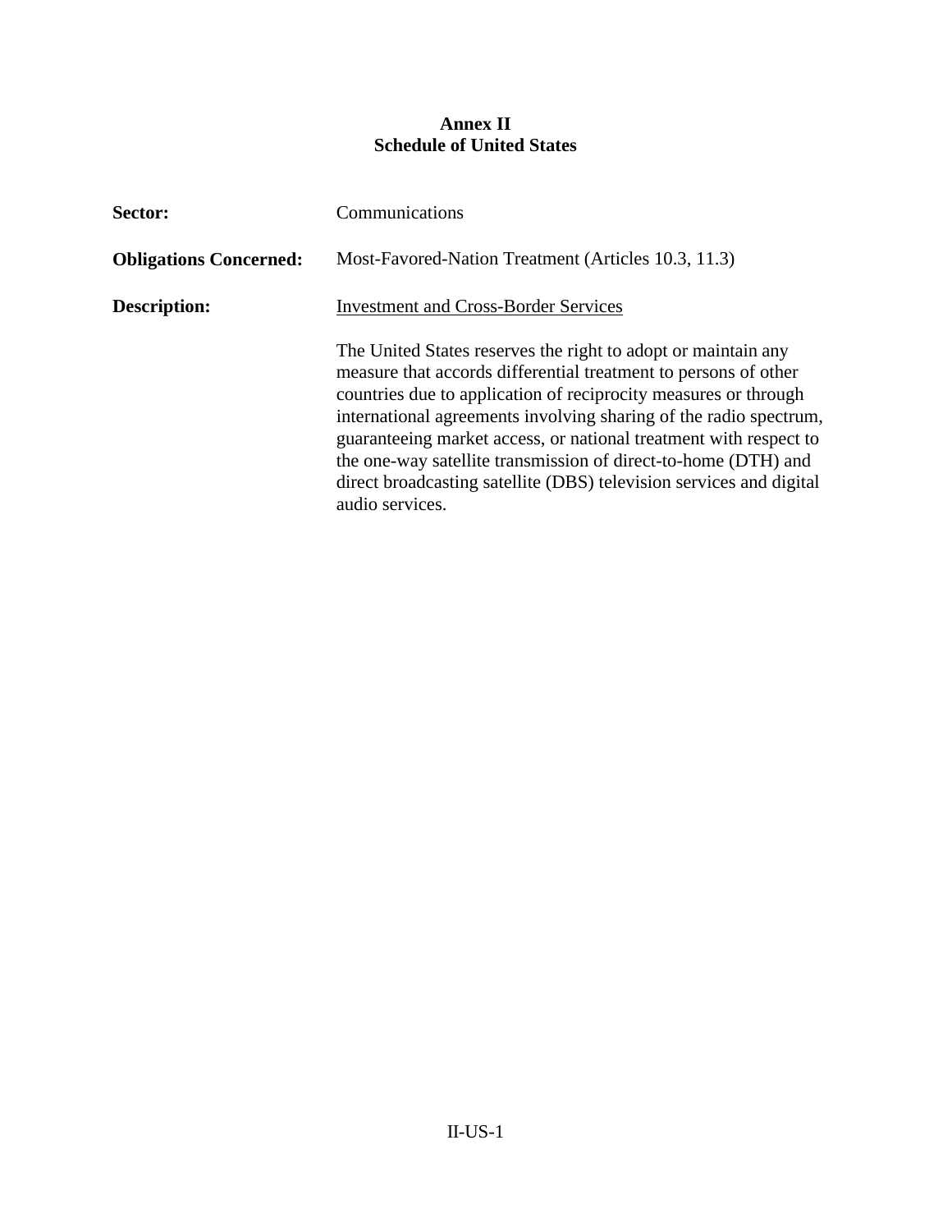# Annex II
## Schedule of United States

**Sector:** Communications

**Obligations Concerned:** Most-Favored-Nation Treatment (Articles 10.3, 11.3)

**Description:** Investment and Cross-Border Services

The United States reserves the right to adopt or maintain any measure that accords differential treatment to persons of other countries due to application of reciprocity measures or through international agreements involving sharing of the radio spectrum, guaranteeing market access, or national treatment with respect to the one-way satellite transmission of direct-to-home (DTH) and direct broadcasting satellite (DBS) television services and digital audio services.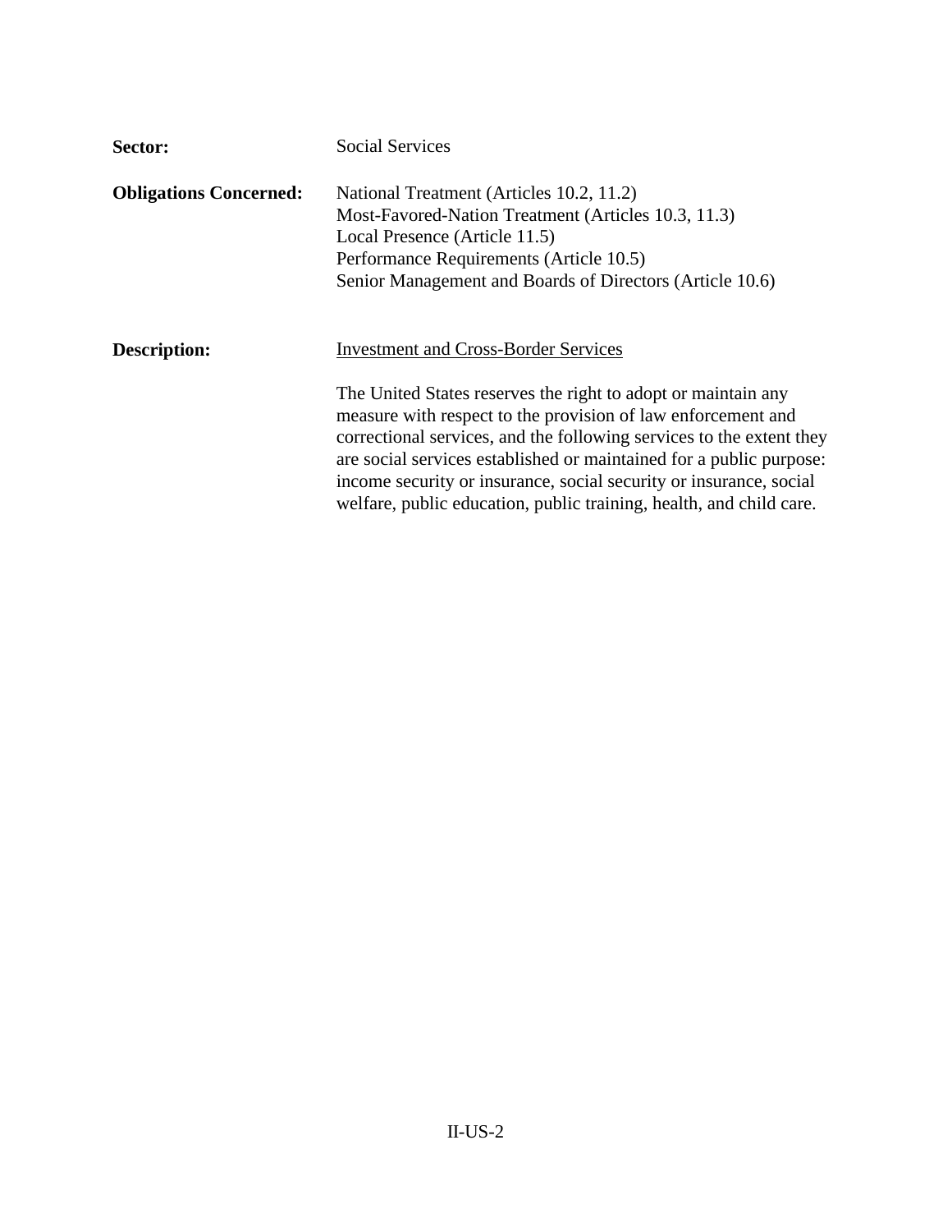**Sector:** Social Services

**Obligations Concerned:** National Treatment (Articles 10.2, 11.2)
Most-Favored-Nation Treatment (Articles 10.3, 11.3)
Local Presence (Article 11.5)
Performance Requirements (Article 10.5)
Senior Management and Boards of Directors (Article 10.6)

**Description:** Investment and Cross-Border Services

The United States reserves the right to adopt or maintain any measure with respect to the provision of law enforcement and correctional services, and the following services to the extent they are social services established or maintained for a public purpose: income security or insurance, social security or insurance, social welfare, public education, public training, health, and child care.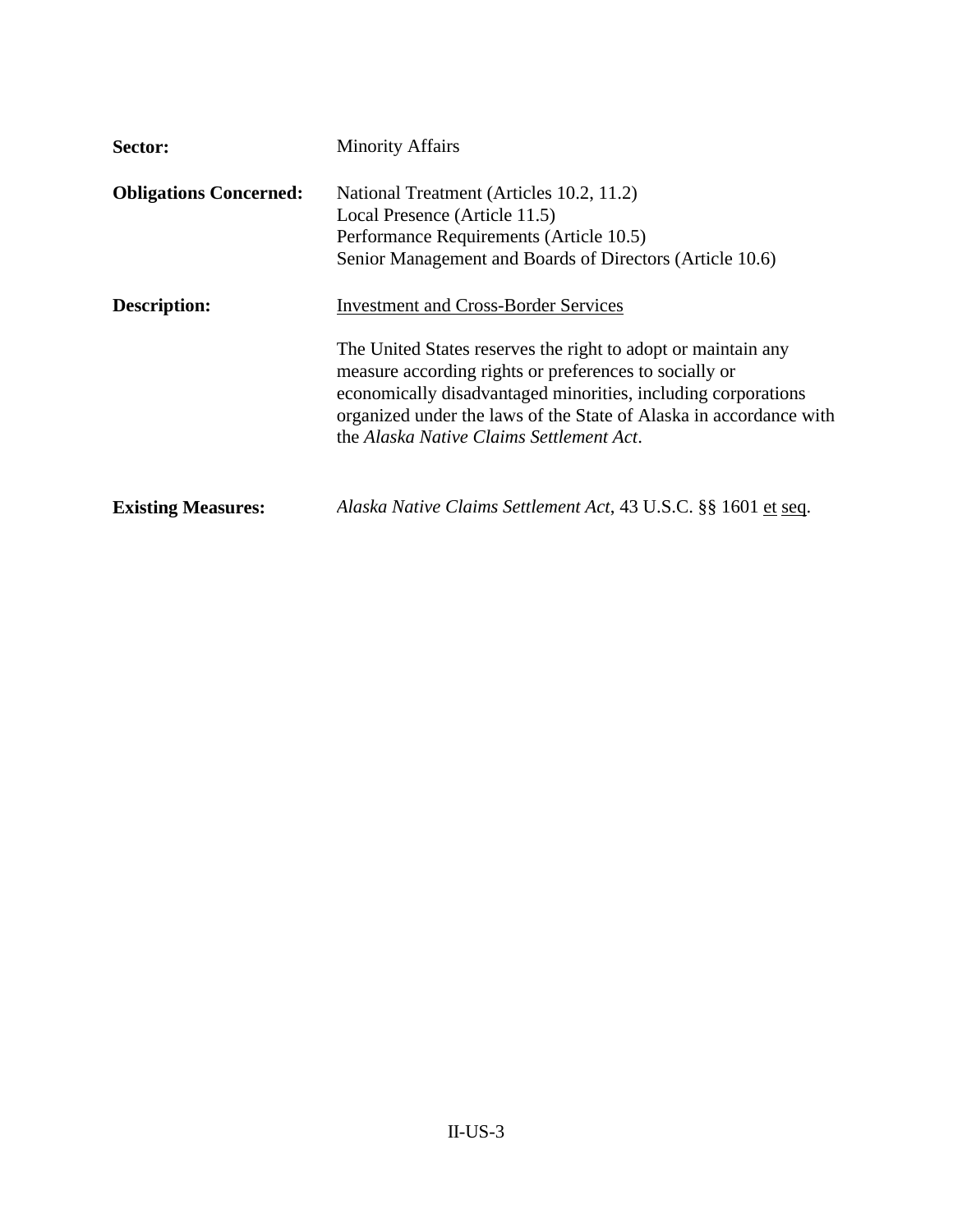**Sector:** Minority Affairs

**Obligations Concerned:** National Treatment (Articles 10.2, 11.2)
Local Presence (Article 11.5)
Performance Requirements (Article 10.5)
Senior Management and Boards of Directors (Article 10.6)

**Description:** Investment and Cross-Border Services

The United States reserves the right to adopt or maintain any measure according rights or preferences to socially or economically disadvantaged minorities, including corporations organized under the laws of the State of Alaska in accordance with the *Alaska Native Claims Settlement Act*.

**Existing Measures:** *Alaska Native Claims Settlement Act*, 43 U.S.C. §§ 1601 et seq.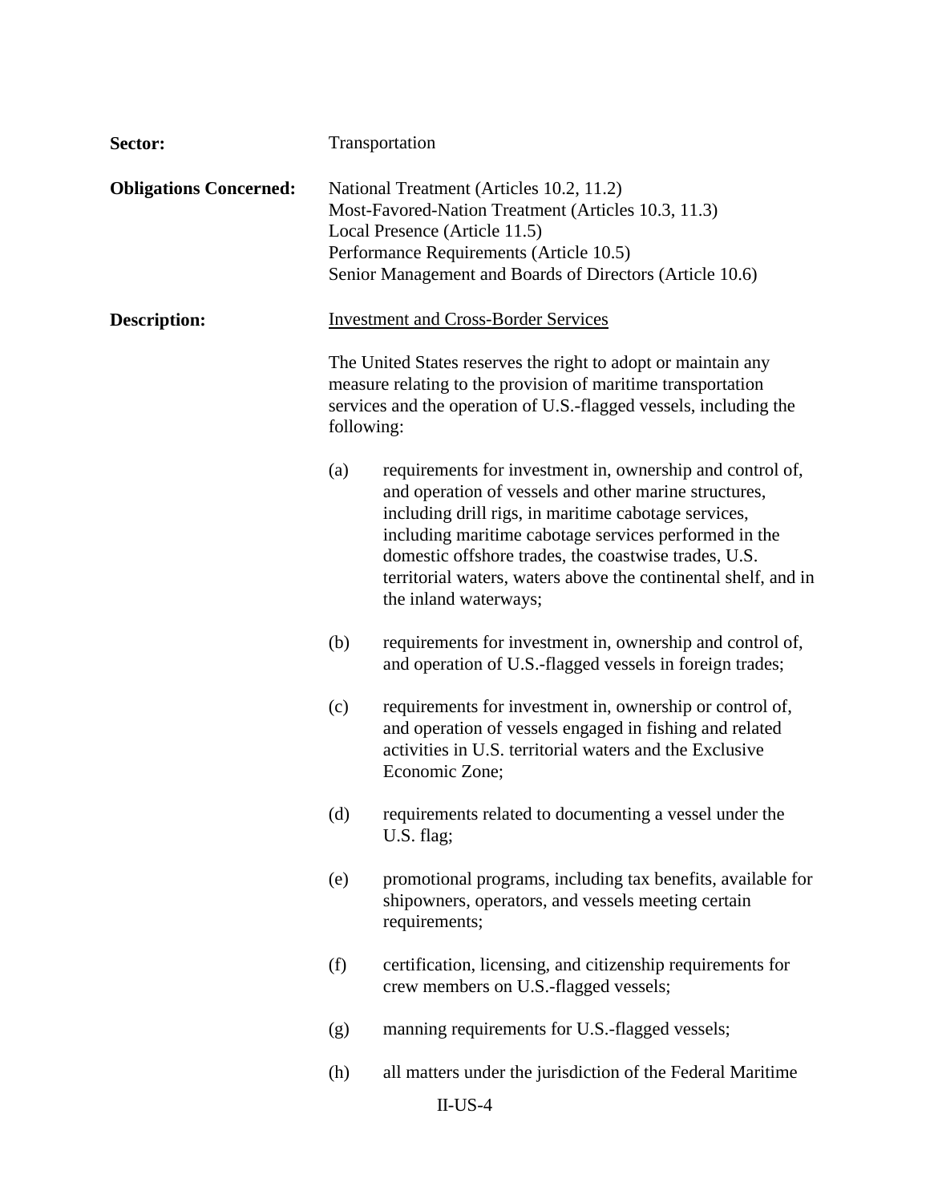**Sector:** Transportation

**Obligations Concerned:**
National Treatment (Articles 10.2, 11.2)
Most-Favored-Nation Treatment (Articles 10.3, 11.3)
Local Presence (Article 11.5)
Performance Requirements (Article 10.5)
Senior Management and Boards of Directors (Article 10.6)

**Description:** <u>Investment and Cross-Border Services</u>

The United States reserves the right to adopt or maintain any measure relating to the provision of maritime transportation services and the operation of U.S.-flagged vessels, including the following:

(a) requirements for investment in, ownership and control of, and operation of vessels and other marine structures, including drill rigs, in maritime cabotage services, including maritime cabotage services performed in the domestic offshore trades, the coastwise trades, U.S. territorial waters, waters above the continental shelf, and in the inland waterways;

(b) requirements for investment in, ownership and control of, and operation of U.S.-flagged vessels in foreign trades;

(c) requirements for investment in, ownership or control of, and operation of vessels engaged in fishing and related activities in U.S. territorial waters and the Exclusive Economic Zone;

(d) requirements related to documenting a vessel under the U.S. flag;

(e) promotional programs, including tax benefits, available for shipowners, operators, and vessels meeting certain requirements;

(f) certification, licensing, and citizenship requirements for crew members on U.S.-flagged vessels;

(g) manning requirements for U.S.-flagged vessels;

(h) all matters under the jurisdiction of the Federal Maritime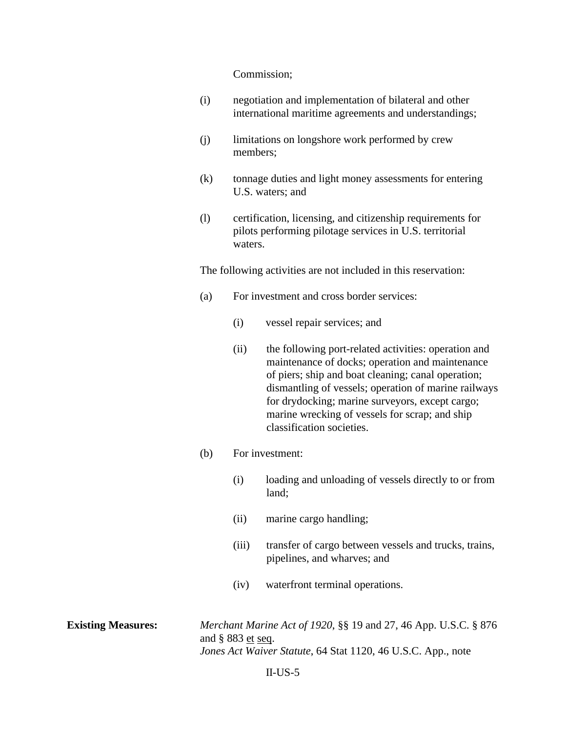Commission;

(i) negotiation and implementation of bilateral and other international maritime agreements and understandings;

(j) limitations on longshore work performed by crew members;

(k) tonnage duties and light money assessments for entering U.S. waters; and

(l) certification, licensing, and citizenship requirements for pilots performing pilotage services in U.S. territorial waters.

The following activities are not included in this reservation:

(a) For investment and cross border services:

    (i) vessel repair services; and

    (ii) the following port-related activities: operation and maintenance of docks; operation and maintenance of piers; ship and boat cleaning; canal operation; dismantling of vessels; operation of marine railways for drydocking; marine surveyors, except cargo; marine wrecking of vessels for scrap; and ship classification societies.

(b) For investment:

    (i) loading and unloading of vessels directly to or from land;

    (ii) marine cargo handling;

    (iii) transfer of cargo between vessels and trucks, trains, pipelines, and wharves; and

    (iv) waterfront terminal operations.

**Existing Measures:** *Merchant Marine Act of 1920*, §§ 19 and 27, 46 App. U.S.C. § 876 and § 883 et seq.
*Jones Act Waiver Statute*, 64 Stat 1120, 46 U.S.C. App., note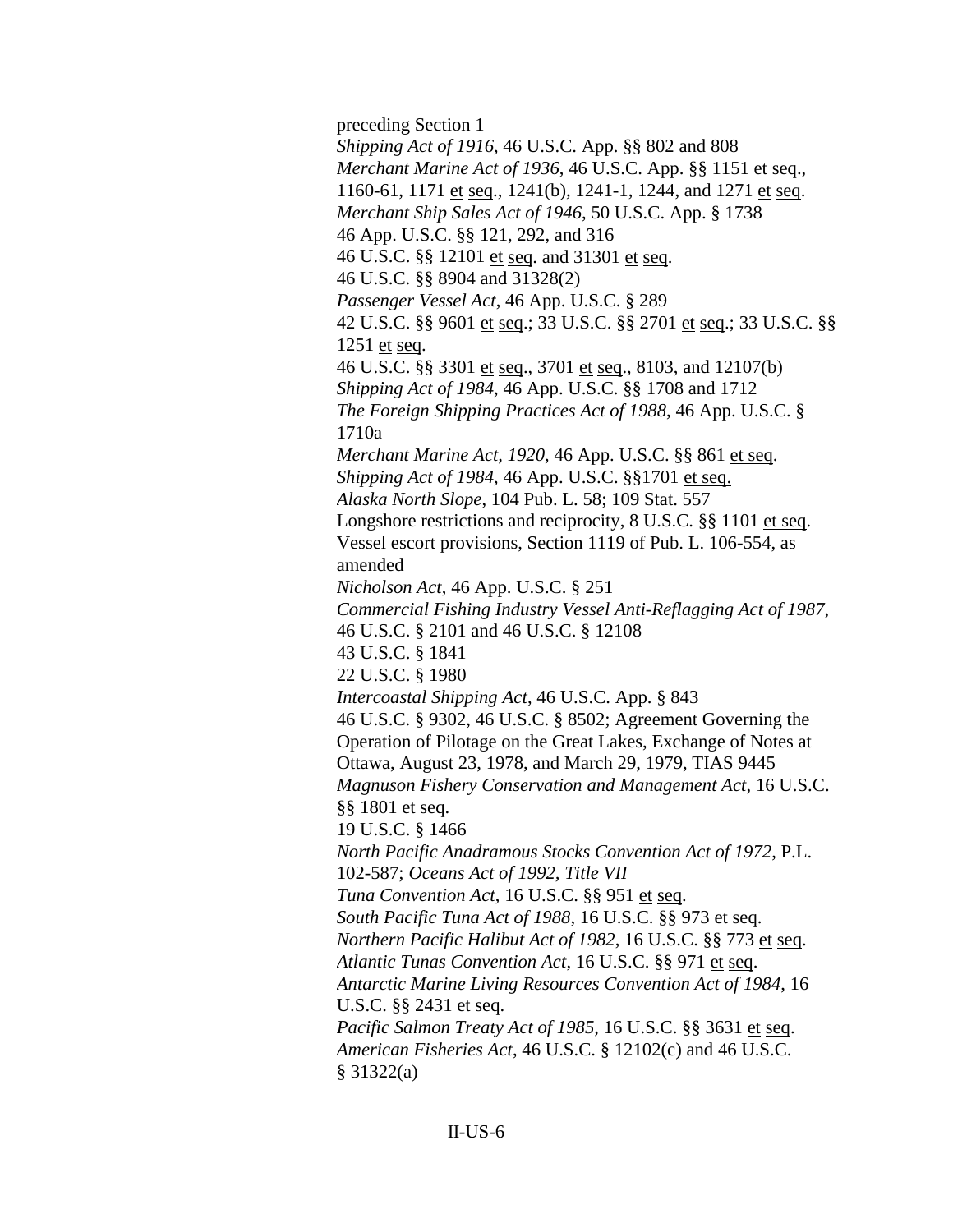preceding Section 1

*Shipping Act of 1916*, 46 U.S.C. App. §§ 802 and 808

*Merchant Marine Act of 1936*, 46 U.S.C. App. §§ 1151 et seq., 1160-61, 1171 et seq., 1241(b), 1241-1, 1244, and 1271 et seq.

*Merchant Ship Sales Act of 1946*, 50 U.S.C. App. § 1738

46 App. U.S.C. §§ 121, 292, and 316

46 U.S.C. §§ 12101 et seq. and 31301 et seq.

46 U.S.C. §§ 8904 and 31328(2)

*Passenger Vessel Act*, 46 App. U.S.C. § 289

42 U.S.C. §§ 9601 et seq.; 33 U.S.C. §§ 2701 et seq.; 33 U.S.C. §§ 1251 et seq.

46 U.S.C. §§ 3301 et seq., 3701 et seq., 8103, and 12107(b)

*Shipping Act of 1984*, 46 App. U.S.C. §§ 1708 and 1712

*The Foreign Shipping Practices Act of 1988*, 46 App. U.S.C. § 1710a

*Merchant Marine Act, 1920*, 46 App. U.S.C. §§ 861 et seq.

*Shipping Act of 1984*, 46 App. U.S.C. §§1701 et seq.

*Alaska North Slope*, 104 Pub. L. 58; 109 Stat. 557

Longshore restrictions and reciprocity, 8 U.S.C. §§ 1101 et seq.

Vessel escort provisions, Section 1119 of Pub. L. 106-554, as amended

*Nicholson Act*, 46 App. U.S.C. § 251

*Commercial Fishing Industry Vessel Anti-Reflagging Act of 1987*, 46 U.S.C. § 2101 and 46 U.S.C. § 12108

43 U.S.C. § 1841

22 U.S.C. § 1980

*Intercoastal Shipping Act*, 46 U.S.C. App. § 843

46 U.S.C. § 9302, 46 U.S.C. § 8502; Agreement Governing the Operation of Pilotage on the Great Lakes, Exchange of Notes at Ottawa, August 23, 1978, and March 29, 1979, TIAS 9445

*Magnuson Fishery Conservation and Management Act*, 16 U.S.C. §§ 1801 et seq.

19 U.S.C. § 1466

*North Pacific Anadramous Stocks Convention Act of 1972*, P.L. 102-587; *Oceans Act of 1992, Title VII*

*Tuna Convention Act*, 16 U.S.C. §§ 951 et seq.

*South Pacific Tuna Act of 1988*, 16 U.S.C. §§ 973 et seq.

*Northern Pacific Halibut Act of 1982*, 16 U.S.C. §§ 773 et seq.

*Atlantic Tunas Convention Act*, 16 U.S.C. §§ 971 et seq.

*Antarctic Marine Living Resources Convention Act of 1984*, 16 U.S.C. §§ 2431 et seq.

*Pacific Salmon Treaty Act of 1985*, 16 U.S.C. §§ 3631 et seq.

*American Fisheries Act*, 46 U.S.C. § 12102(c) and 46 U.S.C. § 31322(a)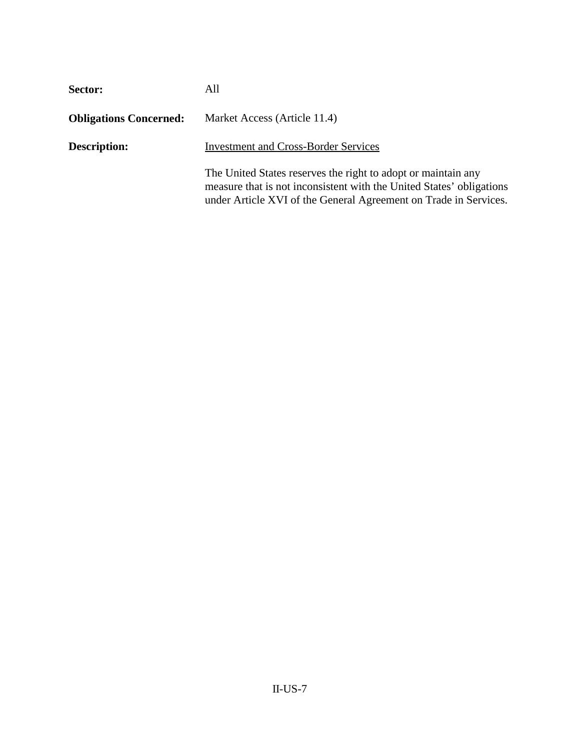**Sector:** All

**Obligations Concerned:** Market Access (Article 11.4)

**Description:** Investment and Cross-Border Services

The United States reserves the right to adopt or maintain any measure that is not inconsistent with the United States' obligations under Article XVI of the General Agreement on Trade in Services.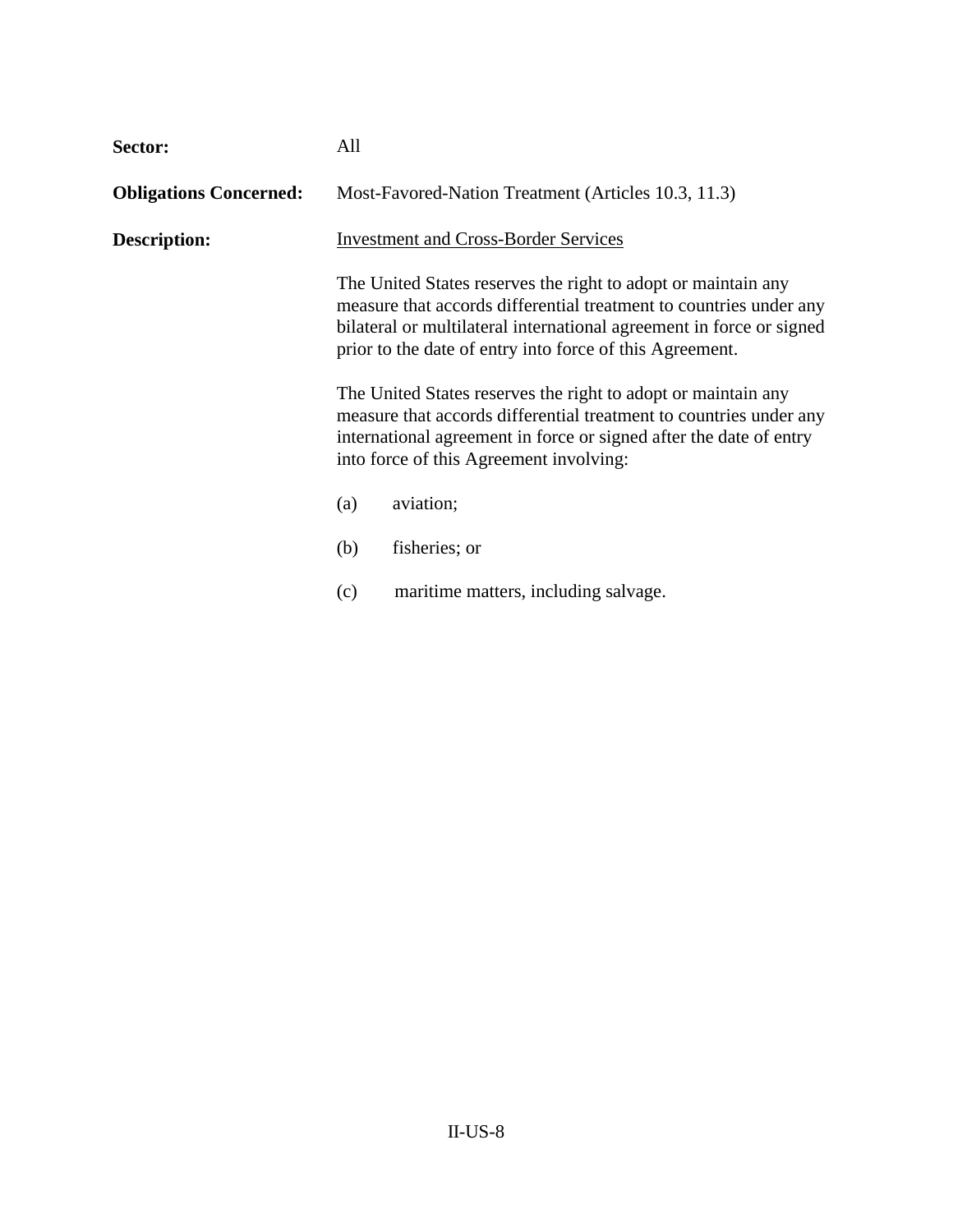**Sector:** All

**Obligations Concerned:** Most-Favored-Nation Treatment (Articles 10.3, 11.3)

**Description:** Investment and Cross-Border Services

The United States reserves the right to adopt or maintain any measure that accords differential treatment to countries under any bilateral or multilateral international agreement in force or signed prior to the date of entry into force of this Agreement.

The United States reserves the right to adopt or maintain any measure that accords differential treatment to countries under any international agreement in force or signed after the date of entry into force of this Agreement involving:

(a) aviation;

(b) fisheries; or

(c) maritime matters, including salvage.